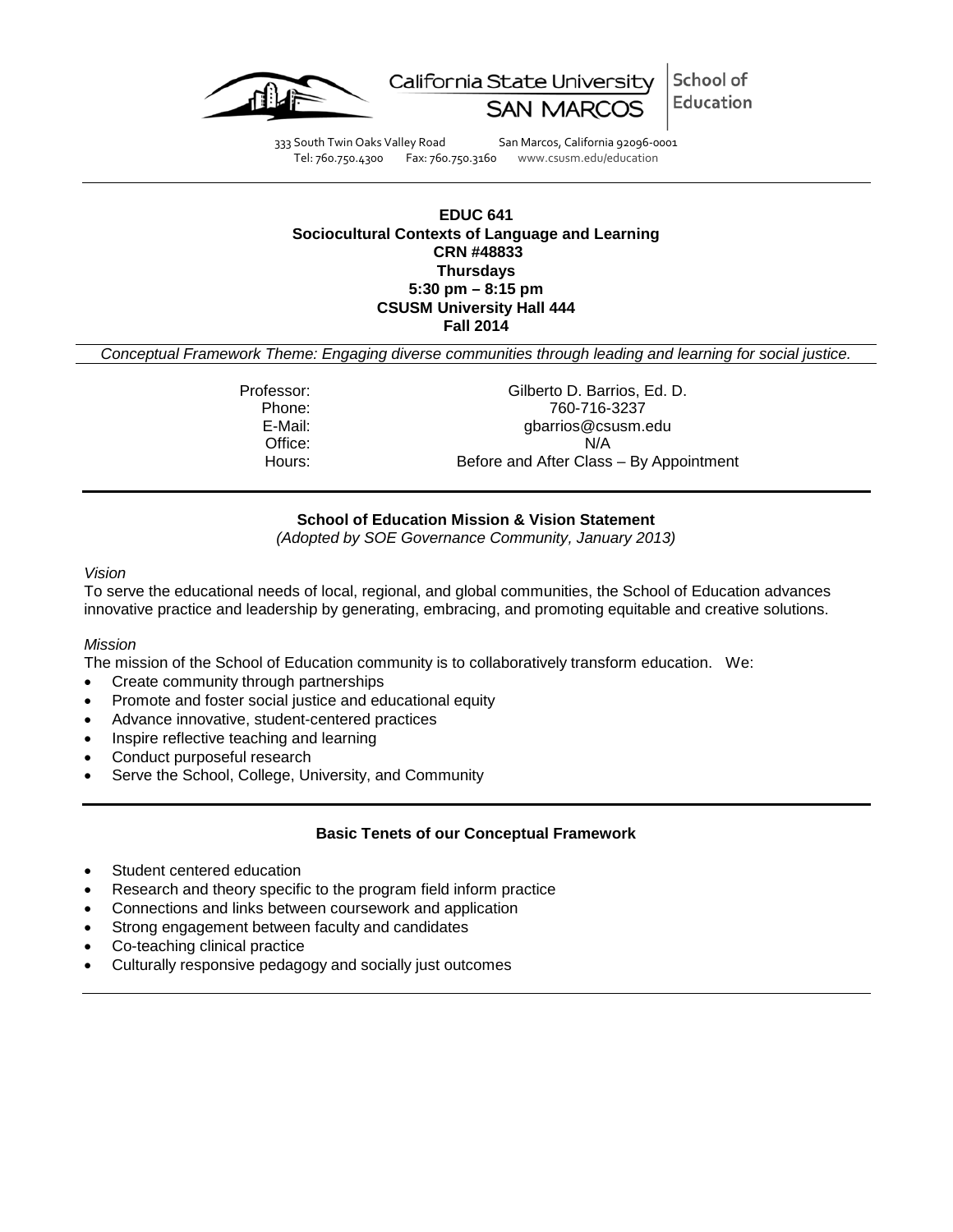California State University SAN MARCOS | School of Education

333 South Twin Oaks Valley Road San Marcos, California 92096-0001
Tel: 760.750.4300 Fax: 760.750.3160 www.csusm.edu/education

**EDUC 641**
**Sociocultural Contexts of Language and Learning**
**CRN #48833**
**Thursdays**
**5:30 pm – 8:15 pm**
**CSUSM University Hall 444**
**Fall 2014**

*Conceptual Framework Theme: Engaging diverse communities through leading and learning for social justice.*

| | |
|---|---|
| Professor: | Gilberto D. Barrios, Ed. D. |
| Phone: | 760-716-3237 |
| E-Mail: | gbarrios@csusm.edu |
| Office: | N/A |
| Hours: | Before and After Class – By Appointment |

### School of Education Mission & Vision Statement

*(Adopted by SOE Governance Community, January 2013)*

*Vision*

To serve the educational needs of local, regional, and global communities, the School of Education advances innovative practice and leadership by generating, embracing, and promoting equitable and creative solutions.

*Mission*

The mission of the School of Education community is to collaboratively transform education. We:

- Create community through partnerships
- Promote and foster social justice and educational equity
- Advance innovative, student-centered practices
- Inspire reflective teaching and learning
- Conduct purposeful research
- Serve the School, College, University, and Community

### Basic Tenets of our Conceptual Framework

- Student centered education
- Research and theory specific to the program field inform practice
- Connections and links between coursework and application
- Strong engagement between faculty and candidates
- Co-teaching clinical practice
- Culturally responsive pedagogy and socially just outcomes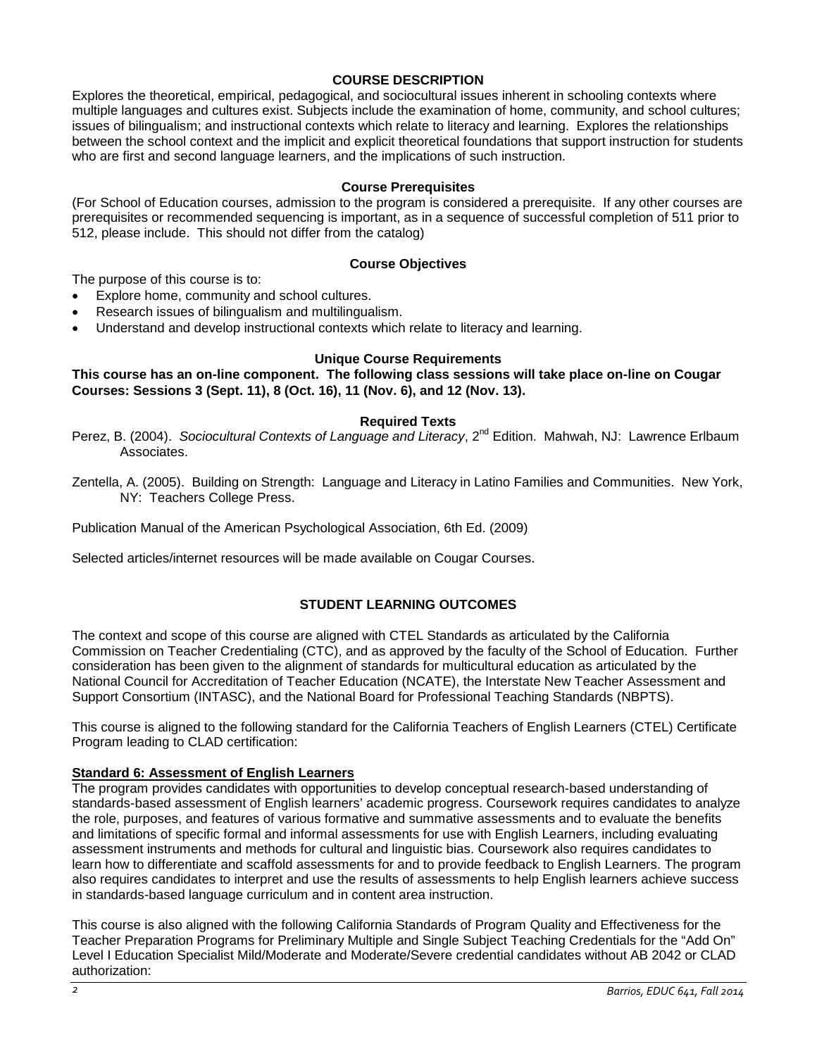## COURSE DESCRIPTION

Explores the theoretical, empirical, pedagogical, and sociocultural issues inherent in schooling contexts where multiple languages and cultures exist. Subjects include the examination of home, community, and school cultures; issues of bilingualism; and instructional contexts which relate to literacy and learning. Explores the relationships between the school context and the implicit and explicit theoretical foundations that support instruction for students who are first and second language learners, and the implications of such instruction.

### Course Prerequisites

(For School of Education courses, admission to the program is considered a prerequisite. If any other courses are prerequisites or recommended sequencing is important, as in a sequence of successful completion of 511 prior to 512, please include. This should not differ from the catalog)

### Course Objectives

The purpose of this course is to:

- Explore home, community and school cultures.
- Research issues of bilingualism and multilingualism.
- Understand and develop instructional contexts which relate to literacy and learning.

### Unique Course Requirements

**This course has an on-line component. The following class sessions will take place on-line on Cougar Courses: Sessions 3 (Sept. 11), 8 (Oct. 16), 11 (Nov. 6), and 12 (Nov. 13).**

### Required Texts

Perez, B. (2004). *Sociocultural Contexts of Language and Literacy*, 2nd Edition. Mahwah, NJ: Lawrence Erlbaum Associates.

Zentella, A. (2005). Building on Strength: Language and Literacy in Latino Families and Communities. New York, NY: Teachers College Press.

Publication Manual of the American Psychological Association, 6th Ed. (2009)

Selected articles/internet resources will be made available on Cougar Courses.

## STUDENT LEARNING OUTCOMES

The context and scope of this course are aligned with CTEL Standards as articulated by the California Commission on Teacher Credentialing (CTC), and as approved by the faculty of the School of Education. Further consideration has been given to the alignment of standards for multicultural education as articulated by the National Council for Accreditation of Teacher Education (NCATE), the Interstate New Teacher Assessment and Support Consortium (INTASC), and the National Board for Professional Teaching Standards (NBPTS).

This course is aligned to the following standard for the California Teachers of English Learners (CTEL) Certificate Program leading to CLAD certification:

**Standard 6: Assessment of English Learners**

The program provides candidates with opportunities to develop conceptual research-based understanding of standards-based assessment of English learners' academic progress. Coursework requires candidates to analyze the role, purposes, and features of various formative and summative assessments and to evaluate the benefits and limitations of specific formal and informal assessments for use with English Learners, including evaluating assessment instruments and methods for cultural and linguistic bias. Coursework also requires candidates to learn how to differentiate and scaffold assessments for and to provide feedback to English Learners. The program also requires candidates to interpret and use the results of assessments to help English learners achieve success in standards-based language curriculum and in content area instruction.

This course is also aligned with the following California Standards of Program Quality and Effectiveness for the Teacher Preparation Programs for Preliminary Multiple and Single Subject Teaching Credentials for the "Add On" Level I Education Specialist Mild/Moderate and Moderate/Severe credential candidates without AB 2042 or CLAD authorization: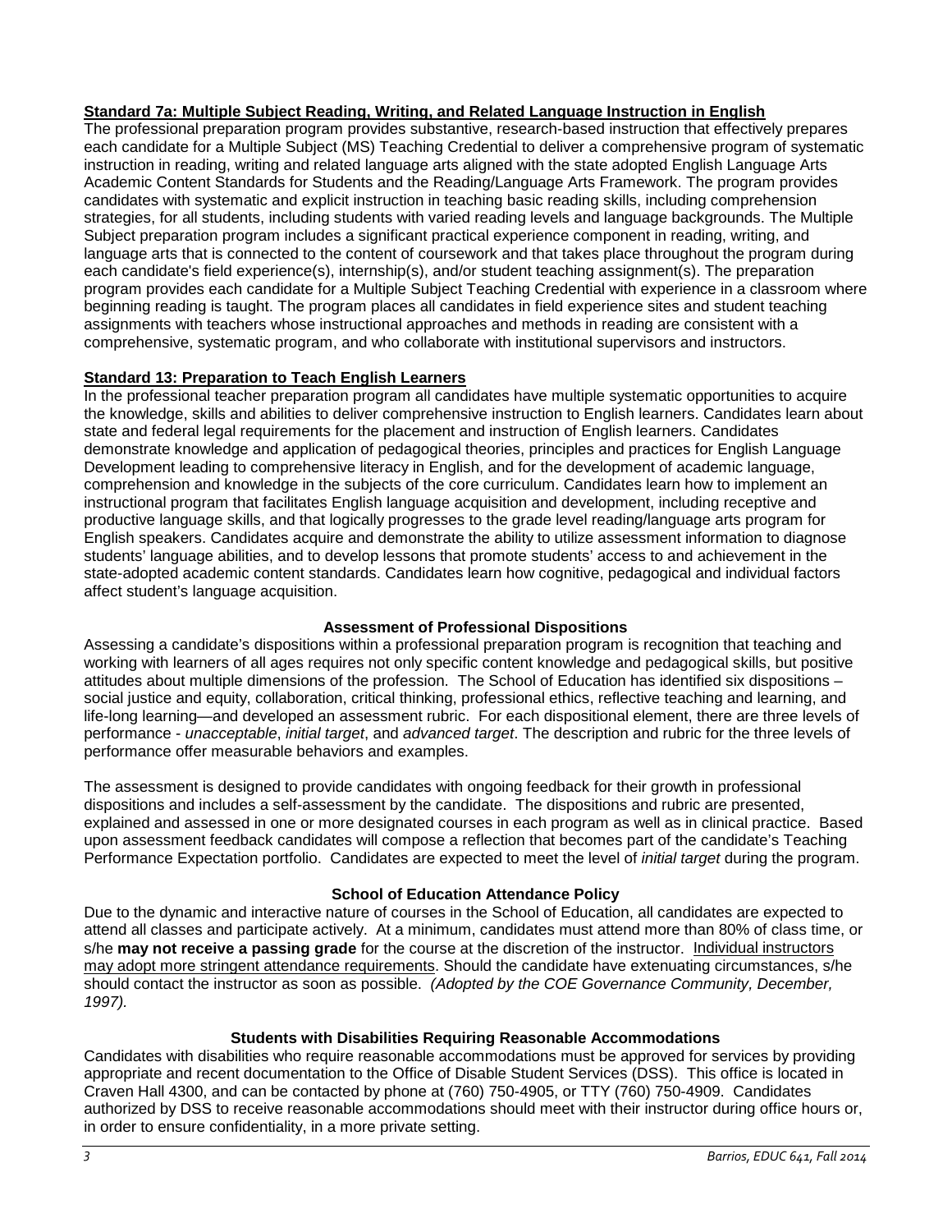**Standard 7a: Multiple Subject Reading, Writing, and Related Language Instruction in English**

The professional preparation program provides substantive, research-based instruction that effectively prepares each candidate for a Multiple Subject (MS) Teaching Credential to deliver a comprehensive program of systematic instruction in reading, writing and related language arts aligned with the state adopted English Language Arts Academic Content Standards for Students and the Reading/Language Arts Framework. The program provides candidates with systematic and explicit instruction in teaching basic reading skills, including comprehension strategies, for all students, including students with varied reading levels and language backgrounds. The Multiple Subject preparation program includes a significant practical experience component in reading, writing, and language arts that is connected to the content of coursework and that takes place throughout the program during each candidate's field experience(s), internship(s), and/or student teaching assignment(s). The preparation program provides each candidate for a Multiple Subject Teaching Credential with experience in a classroom where beginning reading is taught. The program places all candidates in field experience sites and student teaching assignments with teachers whose instructional approaches and methods in reading are consistent with a comprehensive, systematic program, and who collaborate with institutional supervisors and instructors.

**Standard 13: Preparation to Teach English Learners**

In the professional teacher preparation program all candidates have multiple systematic opportunities to acquire the knowledge, skills and abilities to deliver comprehensive instruction to English learners. Candidates learn about state and federal legal requirements for the placement and instruction of English learners. Candidates demonstrate knowledge and application of pedagogical theories, principles and practices for English Language Development leading to comprehensive literacy in English, and for the development of academic language, comprehension and knowledge in the subjects of the core curriculum. Candidates learn how to implement an instructional program that facilitates English language acquisition and development, including receptive and productive language skills, and that logically progresses to the grade level reading/language arts program for English speakers. Candidates acquire and demonstrate the ability to utilize assessment information to diagnose students' language abilities, and to develop lessons that promote students' access to and achievement in the state-adopted academic content standards. Candidates learn how cognitive, pedagogical and individual factors affect student's language acquisition.

### Assessment of Professional Dispositions

Assessing a candidate's dispositions within a professional preparation program is recognition that teaching and working with learners of all ages requires not only specific content knowledge and pedagogical skills, but positive attitudes about multiple dimensions of the profession. The School of Education has identified six dispositions – social justice and equity, collaboration, critical thinking, professional ethics, reflective teaching and learning, and life-long learning—and developed an assessment rubric. For each dispositional element, there are three levels of performance - *unacceptable*, *initial target*, and *advanced target*. The description and rubric for the three levels of performance offer measurable behaviors and examples.

The assessment is designed to provide candidates with ongoing feedback for their growth in professional dispositions and includes a self-assessment by the candidate. The dispositions and rubric are presented, explained and assessed in one or more designated courses in each program as well as in clinical practice. Based upon assessment feedback candidates will compose a reflection that becomes part of the candidate's Teaching Performance Expectation portfolio. Candidates are expected to meet the level of *initial target* during the program.

### School of Education Attendance Policy

Due to the dynamic and interactive nature of courses in the School of Education, all candidates are expected to attend all classes and participate actively. At a minimum, candidates must attend more than 80% of class time, or s/he **may not receive a passing grade** for the course at the discretion of the instructor. Individual instructors may adopt more stringent attendance requirements. Should the candidate have extenuating circumstances, s/he should contact the instructor as soon as possible. *(Adopted by the COE Governance Community, December, 1997).*

### Students with Disabilities Requiring Reasonable Accommodations

Candidates with disabilities who require reasonable accommodations must be approved for services by providing appropriate and recent documentation to the Office of Disable Student Services (DSS). This office is located in Craven Hall 4300, and can be contacted by phone at (760) 750-4905, or TTY (760) 750-4909. Candidates authorized by DSS to receive reasonable accommodations should meet with their instructor during office hours or, in order to ensure confidentiality, in a more private setting.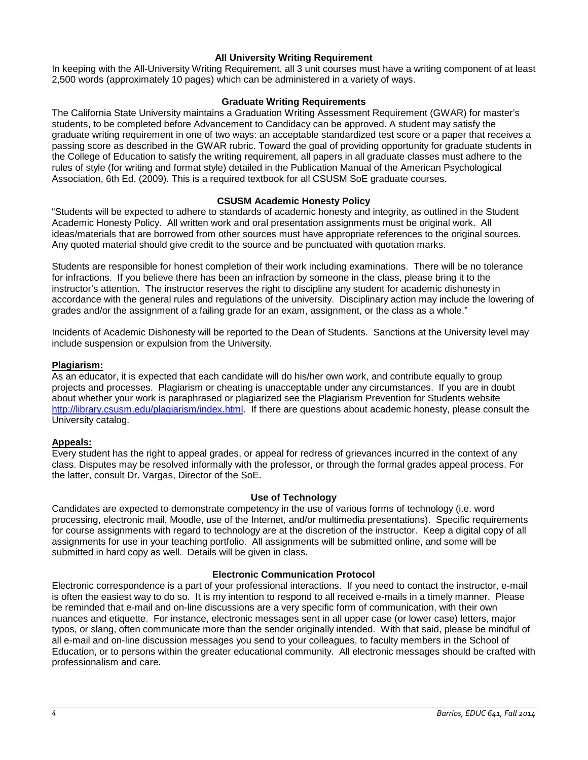### All University Writing Requirement

In keeping with the All-University Writing Requirement, all 3 unit courses must have a writing component of at least 2,500 words (approximately 10 pages) which can be administered in a variety of ways.

### Graduate Writing Requirements

The California State University maintains a Graduation Writing Assessment Requirement (GWAR) for master's students, to be completed before Advancement to Candidacy can be approved. A student may satisfy the graduate writing requirement in one of two ways: an acceptable standardized test score or a paper that receives a passing score as described in the GWAR rubric. Toward the goal of providing opportunity for graduate students in the College of Education to satisfy the writing requirement, all papers in all graduate classes must adhere to the rules of style (for writing and format style) detailed in the Publication Manual of the American Psychological Association, 6th Ed. (2009). This is a required textbook for all CSUSM SoE graduate courses.

### CSUSM Academic Honesty Policy

"Students will be expected to adhere to standards of academic honesty and integrity, as outlined in the Student Academic Honesty Policy. All written work and oral presentation assignments must be original work. All ideas/materials that are borrowed from other sources must have appropriate references to the original sources. Any quoted material should give credit to the source and be punctuated with quotation marks.

Students are responsible for honest completion of their work including examinations. There will be no tolerance for infractions. If you believe there has been an infraction by someone in the class, please bring it to the instructor's attention. The instructor reserves the right to discipline any student for academic dishonesty in accordance with the general rules and regulations of the university. Disciplinary action may include the lowering of grades and/or the assignment of a failing grade for an exam, assignment, or the class as a whole."

Incidents of Academic Dishonesty will be reported to the Dean of Students. Sanctions at the University level may include suspension or expulsion from the University.

**Plagiarism:**

As an educator, it is expected that each candidate will do his/her own work, and contribute equally to group projects and processes. Plagiarism or cheating is unacceptable under any circumstances. If you are in doubt about whether your work is paraphrased or plagiarized see the Plagiarism Prevention for Students website http://library.csusm.edu/plagiarism/index.html. If there are questions about academic honesty, please consult the University catalog.

**Appeals:**

Every student has the right to appeal grades, or appeal for redress of grievances incurred in the context of any class. Disputes may be resolved informally with the professor, or through the formal grades appeal process. For the latter, consult Dr. Vargas, Director of the SoE.

### Use of Technology

Candidates are expected to demonstrate competency in the use of various forms of technology (i.e. word processing, electronic mail, Moodle, use of the Internet, and/or multimedia presentations). Specific requirements for course assignments with regard to technology are at the discretion of the instructor. Keep a digital copy of all assignments for use in your teaching portfolio. All assignments will be submitted online, and some will be submitted in hard copy as well. Details will be given in class.

### Electronic Communication Protocol

Electronic correspondence is a part of your professional interactions. If you need to contact the instructor, e-mail is often the easiest way to do so. It is my intention to respond to all received e-mails in a timely manner. Please be reminded that e-mail and on-line discussions are a very specific form of communication, with their own nuances and etiquette. For instance, electronic messages sent in all upper case (or lower case) letters, major typos, or slang, often communicate more than the sender originally intended. With that said, please be mindful of all e-mail and on-line discussion messages you send to your colleagues, to faculty members in the School of Education, or to persons within the greater educational community. All electronic messages should be crafted with professionalism and care.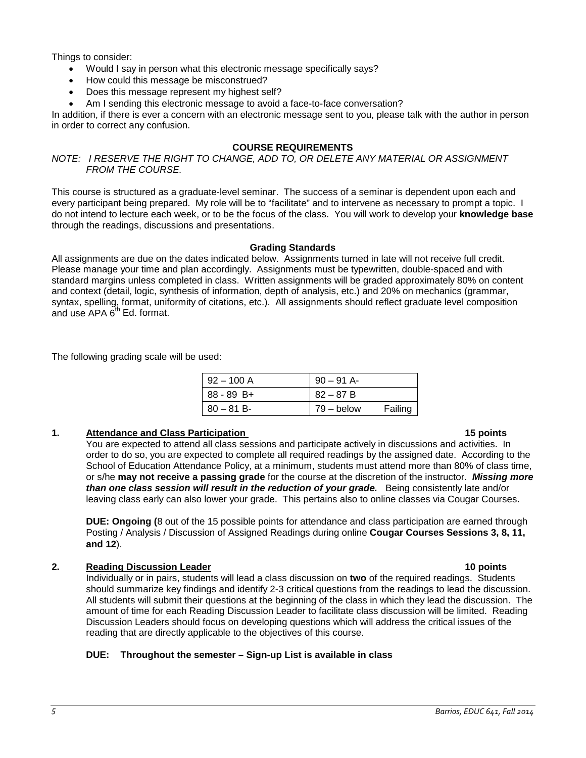Things to consider:

- Would I say in person what this electronic message specifically says?
- How could this message be misconstrued?
- Does this message represent my highest self?
- Am I sending this electronic message to avoid a face-to-face conversation?

In addition, if there is ever a concern with an electronic message sent to you, please talk with the author in person in order to correct any confusion.

## COURSE REQUIREMENTS

*NOTE: I RESERVE THE RIGHT TO CHANGE, ADD TO, OR DELETE ANY MATERIAL OR ASSIGNMENT FROM THE COURSE.*

This course is structured as a graduate-level seminar. The success of a seminar is dependent upon each and every participant being prepared. My role will be to "facilitate" and to intervene as necessary to prompt a topic. I do not intend to lecture each week, or to be the focus of the class. You will work to develop your **knowledge base** through the readings, discussions and presentations.

### Grading Standards

All assignments are due on the dates indicated below. Assignments turned in late will not receive full credit. Please manage your time and plan accordingly. Assignments must be typewritten, double-spaced and with standard margins unless completed in class. Written assignments will be graded approximately 80% on content and context (detail, logic, synthesis of information, depth of analysis, etc.) and 20% on mechanics (grammar, syntax, spelling, format, uniformity of citations, etc.). All assignments should reflect graduate level composition and use APA 6th Ed. format.

The following grading scale will be used:

| | |
|---|---|
| 92 – 100 A | 90 – 91 A- |
| 88 - 89 B+ | 82 – 87 B |
| 80 – 81 B- | 79 – below Failing |

**1. Attendance and Class Participation — 15 points**

You are expected to attend all class sessions and participate actively in discussions and activities. In order to do so, you are expected to complete all required readings by the assigned date. According to the School of Education Attendance Policy, at a minimum, students must attend more than 80% of class time, or s/he **may not receive a passing grade** for the course at the discretion of the instructor. ***Missing more than one class session will result in the reduction of your grade.*** Being consistently late and/or leaving class early can also lower your grade. This pertains also to online classes via Cougar Courses.

**DUE: Ongoing (**8 out of the 15 possible points for attendance and class participation are earned through Posting / Analysis / Discussion of Assigned Readings during online **Cougar Courses Sessions 3, 8, 11, and 12**).

**2. Reading Discussion Leader — 10 points**

Individually or in pairs, students will lead a class discussion on **two** of the required readings. Students should summarize key findings and identify 2-3 critical questions from the readings to lead the discussion. All students will submit their questions at the beginning of the class in which they lead the discussion. The amount of time for each Reading Discussion Leader to facilitate class discussion will be limited. Reading Discussion Leaders should focus on developing questions which will address the critical issues of the reading that are directly applicable to the objectives of this course.

**DUE: Throughout the semester – Sign-up List is available in class**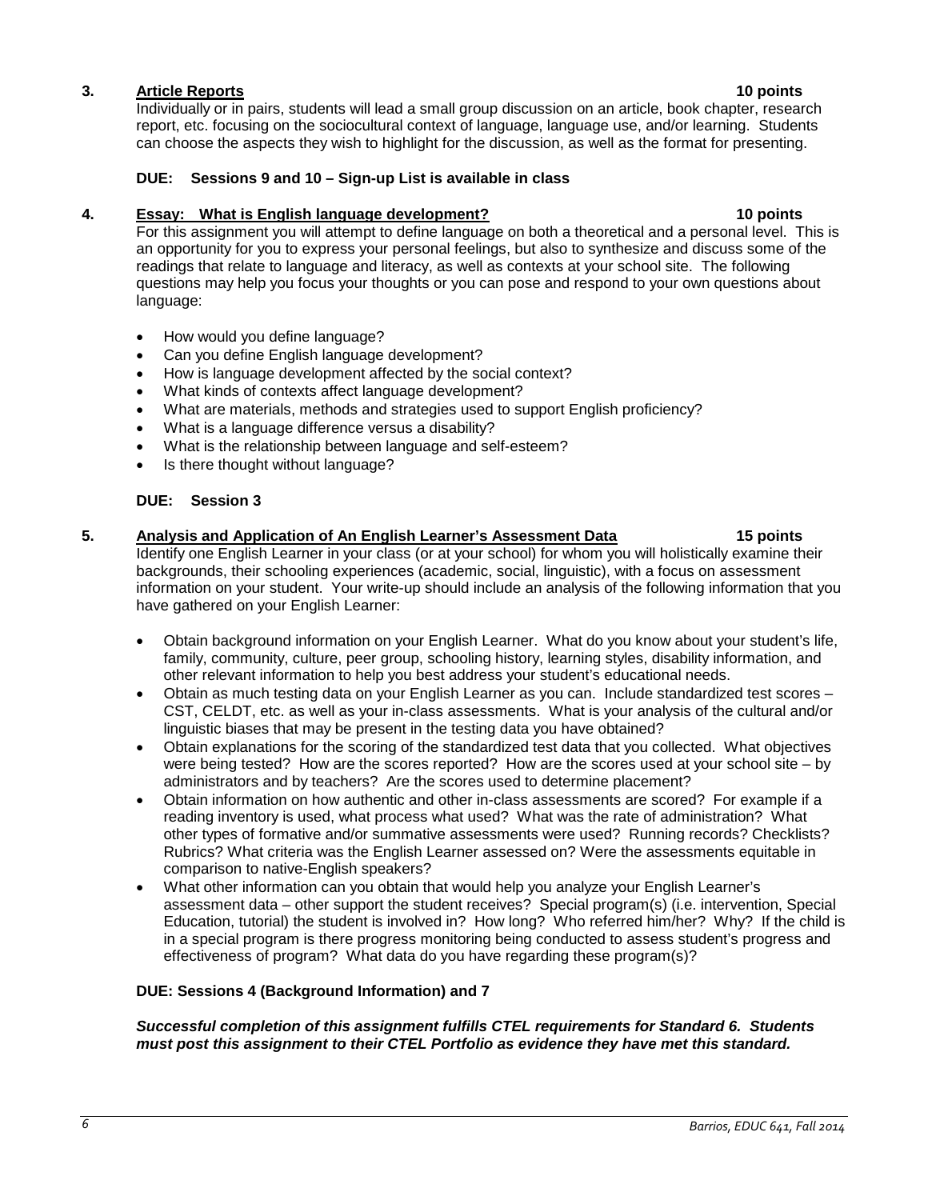### 3. **Article Reports** **10 points**

Individually or in pairs, students will lead a small group discussion on an article, book chapter, research report, etc. focusing on the sociocultural context of language, language use, and/or learning. Students can choose the aspects they wish to highlight for the discussion, as well as the format for presenting.

**DUE: Sessions 9 and 10 – Sign-up List is available in class**

### 4. **Essay: What is English language development?** **10 points**

For this assignment you will attempt to define language on both a theoretical and a personal level. This is an opportunity for you to express your personal feelings, but also to synthesize and discuss some of the readings that relate to language and literacy, as well as contexts at your school site. The following questions may help you focus your thoughts or you can pose and respond to your own questions about language:

- How would you define language?
- Can you define English language development?
- How is language development affected by the social context?
- What kinds of contexts affect language development?
- What are materials, methods and strategies used to support English proficiency?
- What is a language difference versus a disability?
- What is the relationship between language and self-esteem?
- Is there thought without language?

**DUE: Session 3**

### 5. **Analysis and Application of An English Learner's Assessment Data** **15 points**

Identify one English Learner in your class (or at your school) for whom you will holistically examine their backgrounds, their schooling experiences (academic, social, linguistic), with a focus on assessment information on your student. Your write-up should include an analysis of the following information that you have gathered on your English Learner:

- Obtain background information on your English Learner. What do you know about your student's life, family, community, culture, peer group, schooling history, learning styles, disability information, and other relevant information to help you best address your student's educational needs.
- Obtain as much testing data on your English Learner as you can. Include standardized test scores – CST, CELDT, etc. as well as your in-class assessments. What is your analysis of the cultural and/or linguistic biases that may be present in the testing data you have obtained?
- Obtain explanations for the scoring of the standardized test data that you collected. What objectives were being tested? How are the scores reported? How are the scores used at your school site – by administrators and by teachers? Are the scores used to determine placement?
- Obtain information on how authentic and other in-class assessments are scored? For example if a reading inventory is used, what process what used? What was the rate of administration? What other types of formative and/or summative assessments were used? Running records? Checklists? Rubrics? What criteria was the English Learner assessed on? Were the assessments equitable in comparison to native-English speakers?
- What other information can you obtain that would help you analyze your English Learner's assessment data – other support the student receives? Special program(s) (i.e. intervention, Special Education, tutorial) the student is involved in? How long? Who referred him/her? Why? If the child is in a special program is there progress monitoring being conducted to assess student's progress and effectiveness of program? What data do you have regarding these program(s)?

**DUE: Sessions 4 (Background Information) and 7**

***Successful completion of this assignment fulfills CTEL requirements for Standard 6. Students must post this assignment to their CTEL Portfolio as evidence they have met this standard.***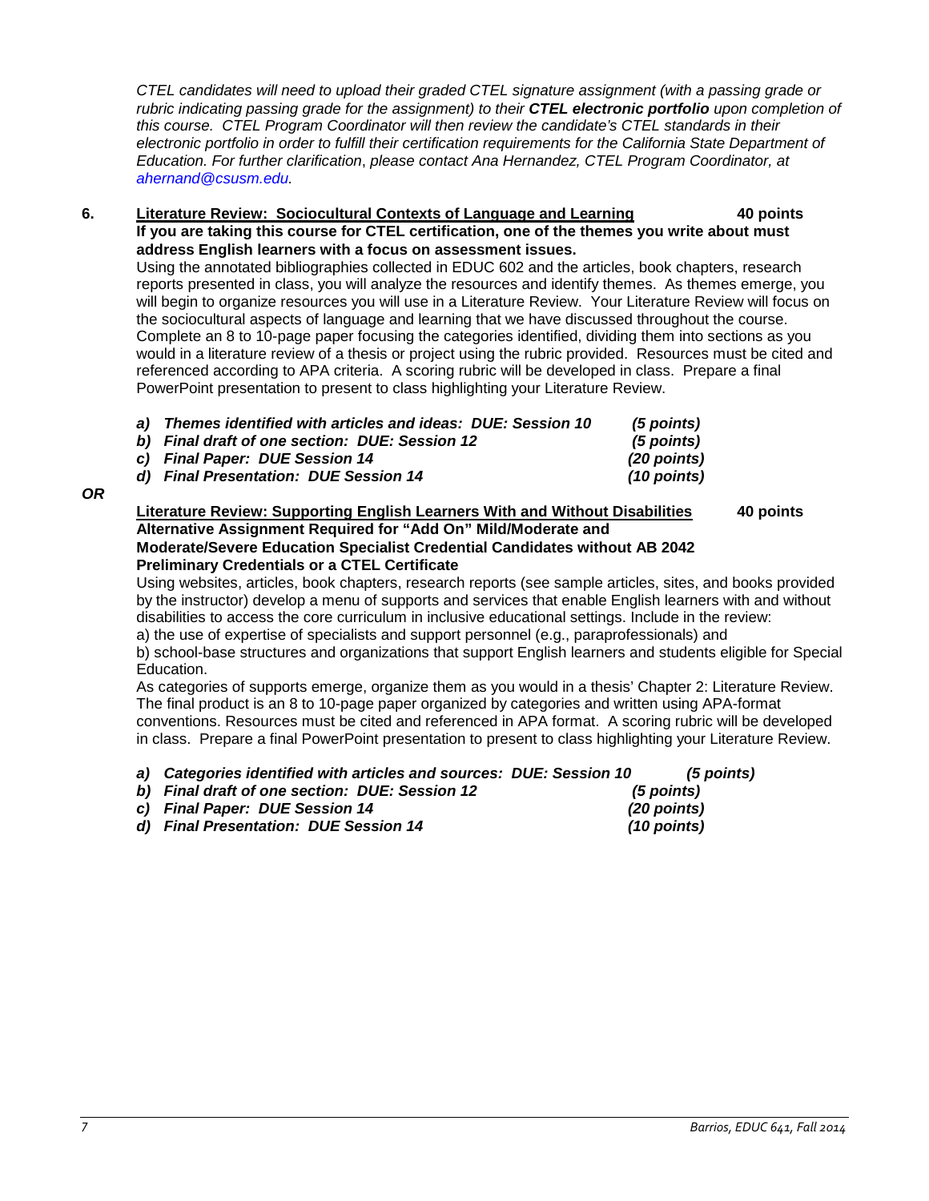*CTEL candidates will need to upload their graded CTEL signature assignment (with a passing grade or rubric indicating passing grade for the assignment) to their **CTEL electronic portfolio** upon completion of this course. CTEL Program Coordinator will then review the candidate's CTEL standards in their electronic portfolio in order to fulfill their certification requirements for the California State Department of Education. For further clarification, please contact Ana Hernandez, CTEL Program Coordinator, at ahernand@csusm.edu.*

**6. <u>Literature Review: Sociocultural Contexts of Language and Learning</u> 40 points**

**If you are taking this course for CTEL certification, one of the themes you write about must address English learners with a focus on assessment issues.**

Using the annotated bibliographies collected in EDUC 602 and the articles, book chapters, research reports presented in class, you will analyze the resources and identify themes. As themes emerge, you will begin to organize resources you will use in a Literature Review. Your Literature Review will focus on the sociocultural aspects of language and learning that we have discussed throughout the course. Complete an 8 to 10-page paper focusing the categories identified, dividing them into sections as you would in a literature review of a thesis or project using the rubric provided. Resources must be cited and referenced according to APA criteria. A scoring rubric will be developed in class. Prepare a final PowerPoint presentation to present to class highlighting your Literature Review.

***a) Themes identified with articles and ideas: DUE: Session 10 (5 points)***
***b) Final draft of one section: DUE: Session 12 (5 points)***
***c) Final Paper: DUE Session 14 (20 points)***
***d) Final Presentation: DUE Session 14 (10 points)***

***OR***

**<u>Literature Review: Supporting English Learners With and Without Disabilities</u> 40 points**
**Alternative Assignment Required for "Add On" Mild/Moderate and Moderate/Severe Education Specialist Credential Candidates without AB 2042 Preliminary Credentials or a CTEL Certificate**

Using websites, articles, book chapters, research reports (see sample articles, sites, and books provided by the instructor) develop a menu of supports and services that enable English learners with and without disabilities to access the core curriculum in inclusive educational settings. Include in the review:
a) the use of expertise of specialists and support personnel (e.g., paraprofessionals) and
b) school-base structures and organizations that support English learners and students eligible for Special Education.

As categories of supports emerge, organize them as you would in a thesis' Chapter 2: Literature Review. The final product is an 8 to 10-page paper organized by categories and written using APA-format conventions. Resources must be cited and referenced in APA format. A scoring rubric will be developed in class. Prepare a final PowerPoint presentation to present to class highlighting your Literature Review.

***a) Categories identified with articles and sources: DUE: Session 10 (5 points)***
***b) Final draft of one section: DUE: Session 12 (5 points)***
***c) Final Paper: DUE Session 14 (20 points)***
***d) Final Presentation: DUE Session 14 (10 points)***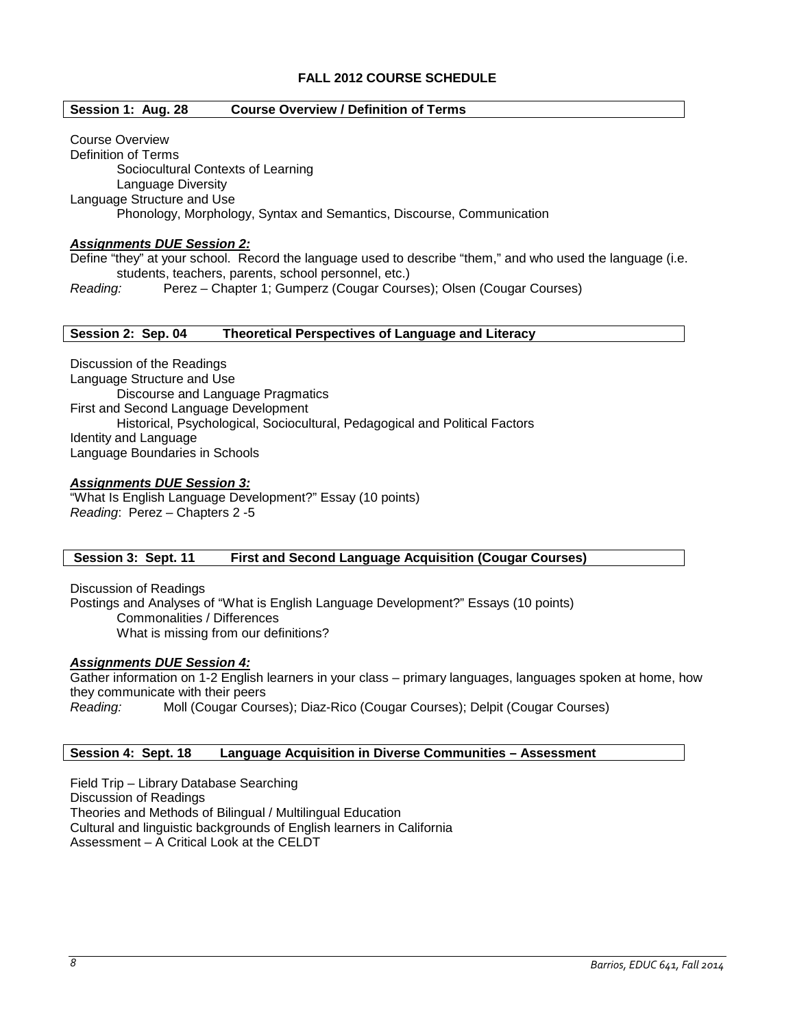## FALL 2012 COURSE SCHEDULE

### Session 1: Aug. 28 Course Overview / Definition of Terms

Course Overview
Definition of Terms
- Sociocultural Contexts of Learning
- Language Diversity

Language Structure and Use
- Phonology, Morphology, Syntax and Semantics, Discourse, Communication

***Assignments DUE Session 2:***

Define "they" at your school. Record the language used to describe "them," and who used the language (i.e. students, teachers, parents, school personnel, etc.)

*Reading:* Perez – Chapter 1; Gumperz (Cougar Courses); Olsen (Cougar Courses)

### Session 2: Sep. 04 Theoretical Perspectives of Language and Literacy

Discussion of the Readings
Language Structure and Use
- Discourse and Language Pragmatics

First and Second Language Development
- Historical, Psychological, Sociocultural, Pedagogical and Political Factors

Identity and Language
Language Boundaries in Schools

***Assignments DUE Session 3:***

"What Is English Language Development?" Essay (10 points)

*Reading*: Perez – Chapters 2 -5

### Session 3: Sept. 11 First and Second Language Acquisition (Cougar Courses)

Discussion of Readings
Postings and Analyses of "What is English Language Development?" Essays (10 points)
- Commonalities / Differences
- What is missing from our definitions?

***Assignments DUE Session 4:***

Gather information on 1-2 English learners in your class – primary languages, languages spoken at home, how they communicate with their peers

*Reading:* Moll (Cougar Courses); Diaz-Rico (Cougar Courses); Delpit (Cougar Courses)

### Session 4: Sept. 18 Language Acquisition in Diverse Communities – Assessment

Field Trip – Library Database Searching
Discussion of Readings
Theories and Methods of Bilingual / Multilingual Education
Cultural and linguistic backgrounds of English learners in California
Assessment – A Critical Look at the CELDT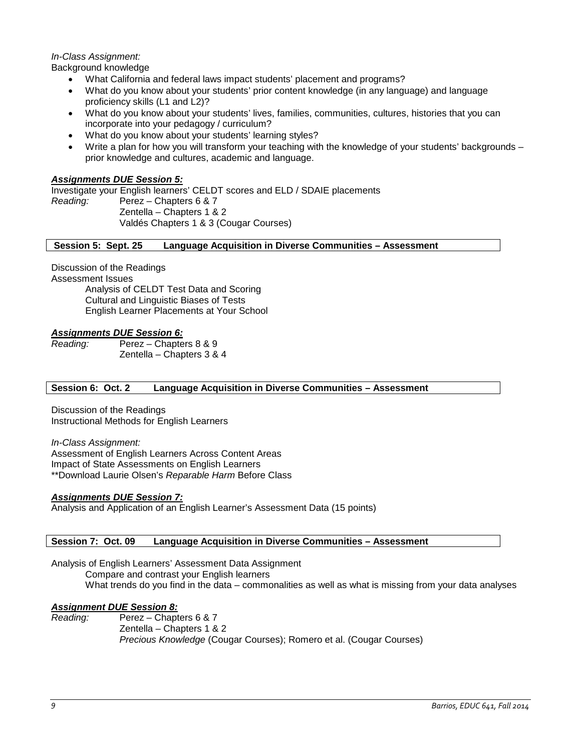*In-Class Assignment:*

Background knowledge

- What California and federal laws impact students' placement and programs?
- What do you know about your students' prior content knowledge (in any language) and language proficiency skills (L1 and L2)?
- What do you know about your students' lives, families, communities, cultures, histories that you can incorporate into your pedagogy / curriculum?
- What do you know about your students' learning styles?
- Write a plan for how you will transform your teaching with the knowledge of your students' backgrounds – prior knowledge and cultures, academic and language.

***Assignments DUE Session 5:***

Investigate your English learners' CELDT scores and ELD / SDAIE placements

*Reading:* Perez – Chapters 6 & 7
Zentella – Chapters 1 & 2
Valdés Chapters 1 & 3 (Cougar Courses)

### Session 5: Sept. 25 Language Acquisition in Diverse Communities – Assessment

Discussion of the Readings

Assessment Issues

- Analysis of CELDT Test Data and Scoring
- Cultural and Linguistic Biases of Tests
- English Learner Placements at Your School

***Assignments DUE Session 6:***

*Reading:* Perez – Chapters 8 & 9
Zentella – Chapters 3 & 4

### Session 6: Oct. 2 Language Acquisition in Diverse Communities – Assessment

Discussion of the Readings

Instructional Methods for English Learners

*In-Class Assignment:*

Assessment of English Learners Across Content Areas

Impact of State Assessments on English Learners

**Download Laurie Olsen's *Reparable Harm* Before Class

***Assignments DUE Session 7:***

Analysis and Application of an English Learner's Assessment Data (15 points)

### Session 7: Oct. 09 Language Acquisition in Diverse Communities – Assessment

Analysis of English Learners' Assessment Data Assignment

- Compare and contrast your English learners
- What trends do you find in the data – commonalities as well as what is missing from your data analyses

***Assignment DUE Session 8:***

*Reading:* Perez – Chapters 6 & 7
Zentella – Chapters 1 & 2
*Precious Knowledge* (Cougar Courses); Romero et al. (Cougar Courses)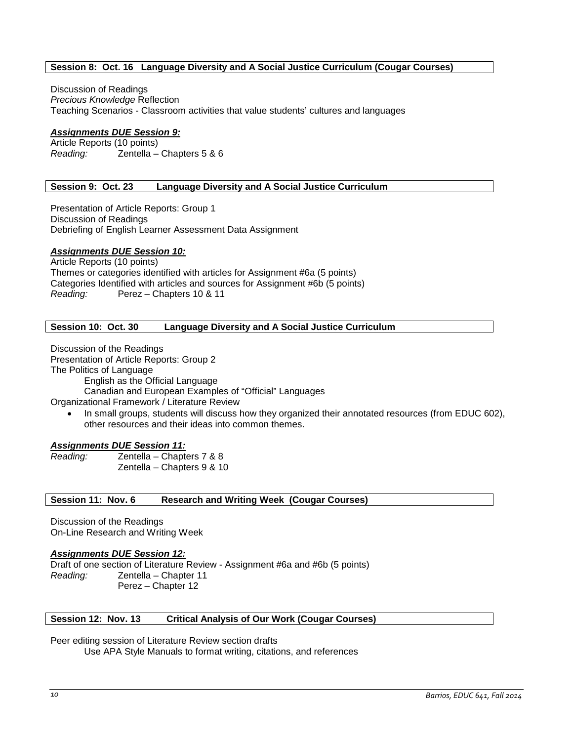### Session 8: Oct. 16 Language Diversity and A Social Justice Curriculum (Cougar Courses)

Discussion of Readings
*Precious Knowledge* Reflection
Teaching Scenarios - Classroom activities that value students' cultures and languages

***Assignments DUE Session 9:***
Article Reports (10 points)
*Reading:* Zentella – Chapters 5 & 6

### Session 9: Oct. 23 Language Diversity and A Social Justice Curriculum

Presentation of Article Reports: Group 1
Discussion of Readings
Debriefing of English Learner Assessment Data Assignment

***Assignments DUE Session 10:***
Article Reports (10 points)
Themes or categories identified with articles for Assignment #6a (5 points)
Categories Identified with articles and sources for Assignment #6b (5 points)
*Reading:* Perez – Chapters 10 & 11

### Session 10: Oct. 30 Language Diversity and A Social Justice Curriculum

Discussion of the Readings
Presentation of Article Reports: Group 2
The Politics of Language
English as the Official Language
Canadian and European Examples of "Official" Languages
Organizational Framework / Literature Review

- In small groups, students will discuss how they organized their annotated resources (from EDUC 602), other resources and their ideas into common themes.

***Assignments DUE Session 11:***
*Reading:* Zentella – Chapters 7 & 8
Zentella – Chapters 9 & 10

### Session 11: Nov. 6 Research and Writing Week (Cougar Courses)

Discussion of the Readings
On-Line Research and Writing Week

***Assignments DUE Session 12:***
Draft of one section of Literature Review - Assignment #6a and #6b (5 points)
*Reading:* Zentella – Chapter 11
Perez – Chapter 12

### Session 12: Nov. 13 Critical Analysis of Our Work (Cougar Courses)

Peer editing session of Literature Review section drafts
Use APA Style Manuals to format writing, citations, and references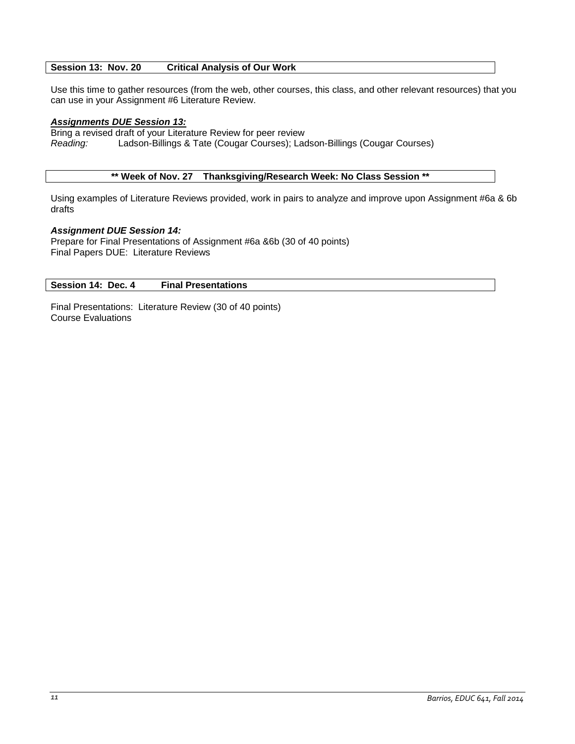**Session 13: Nov. 20 Critical Analysis of Our Work**

Use this time to gather resources (from the web, other courses, this class, and other relevant resources) that you can use in your Assignment #6 Literature Review.

***Assignments DUE Session 13:***

Bring a revised draft of your Literature Review for peer review

*Reading:* Ladson-Billings & Tate (Cougar Courses); Ladson-Billings (Cougar Courses)

**** Week of Nov. 27 Thanksgiving/Research Week: No Class Session ****

Using examples of Literature Reviews provided, work in pairs to analyze and improve upon Assignment #6a & 6b drafts

***Assignment DUE Session 14:***

Prepare for Final Presentations of Assignment #6a &6b (30 of 40 points)

Final Papers DUE: Literature Reviews

**Session 14: Dec. 4 Final Presentations**

Final Presentations: Literature Review (30 of 40 points)

Course Evaluations